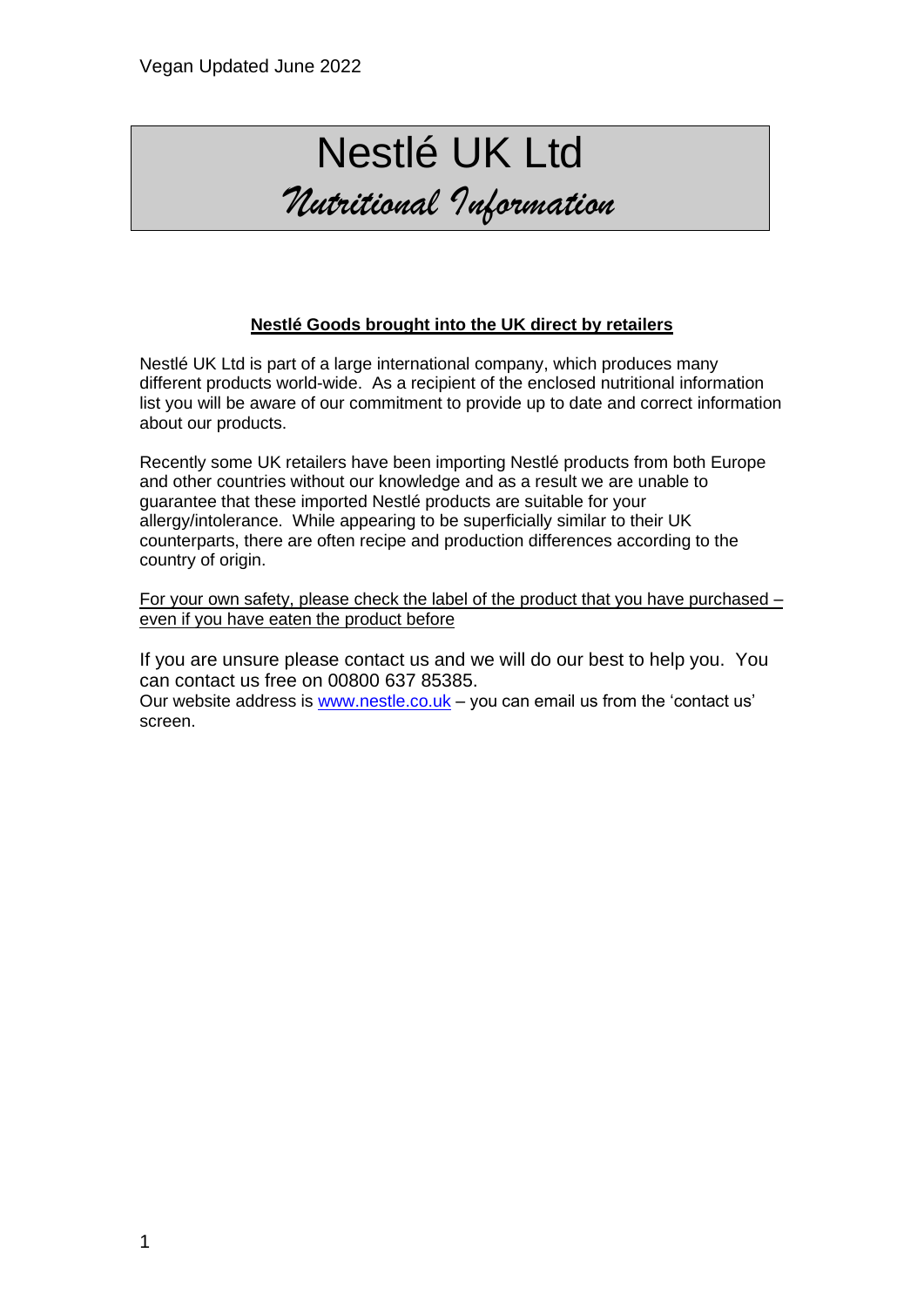Vegan Updated June 2022

# Nestlé UK Ltd

## *Nutritional Information*

### Nestlé Goods brought into the UK direct by retailers

Nestlé UK Ltd is part of a large international company, which produces many different products world-wide. As a recipient of the enclosed nutritional information list you will be aware of our commitment to provide up to date and correct information about our products.

Recently some UK retailers have been importing Nestlé products from both Europe and other countries without our knowledge and as a result we are unable to guarantee that these imported Nestlé products are suitable for your allergy/intolerance. While appearing to be superficially similar to their UK counterparts, there are often recipe and production differences according to the country of origin.

For your own safety, please check the label of the product that you have purchased – even if you have eaten the product before

If you are unsure please contact us and we will do our best to help you. You can contact us free on 00800 637 85385.
Our website address is [www.nestle.co.uk](http://www.nestle.co.uk) – you can email us from the 'contact us' screen.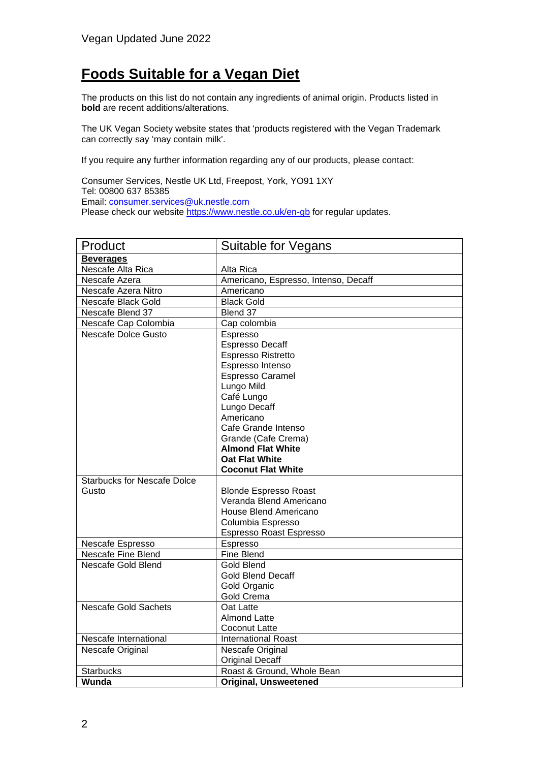Vegan Updated June 2022

# Foods Suitable for a Vegan Diet

The products on this list do not contain any ingredients of animal origin. Products listed in **bold** are recent additions/alterations.

The UK Vegan Society website states that 'products registered with the Vegan Trademark can correctly say 'may contain milk'.

If you require any further information regarding any of our products, please contact:

Consumer Services, Nestle UK Ltd, Freepost, York, YO91 1XY
Tel: 00800 637 85385
Email: [consumer.services@uk.nestle.com](mailto:consumer.services@uk.nestle.com)
Please check our website [https://www.nestle.co.uk/en-gb](https://www.nestle.co.uk/en-gb) for regular updates.

| Product | Suitable for Vegans |
|---|---|
| **Beverages** | |
| Nescafe Alta Rica | Alta Rica |
| Nescafe Azera | Americano, Espresso, Intenso, Decaff |
| Nescafe Azera Nitro | Americano |
| Nescafe Black Gold | Black Gold |
| Nescafe Blend 37 | Blend 37 |
| Nescafe Cap Colombia | Cap colombia |
| Nescafe Dolce Gusto | Espresso<br>Espresso Decaff<br>Espresso Ristretto<br>Espresso Intenso<br>Espresso Caramel<br>Lungo Mild<br>Café Lungo<br>Lungo Decaff<br>Americano<br>Cafe Grande Intenso<br>Grande (Cafe Crema)<br>**Almond Flat White**<br>**Oat Flat White**<br>**Coconut Flat White** |
| Starbucks for Nescafe Dolce Gusto | Blonde Espresso Roast<br>Veranda Blend Americano<br>House Blend Americano<br>Columbia Espresso<br>Espresso Roast Espresso |
| Nescafe Espresso | Espresso |
| Nescafe Fine Blend | Fine Blend |
| Nescafe Gold Blend | Gold Blend<br>Gold Blend Decaff<br>Gold Organic<br>Gold Crema |
| Nescafe Gold Sachets | Oat Latte<br>Almond Latte<br>Coconut Latte |
| Nescafe International | International Roast |
| Nescafe Original | Nescafe Original<br>Original Decaff |
| Starbucks | Roast & Ground, Whole Bean |
| **Wunda** | **Original, Unsweetened** |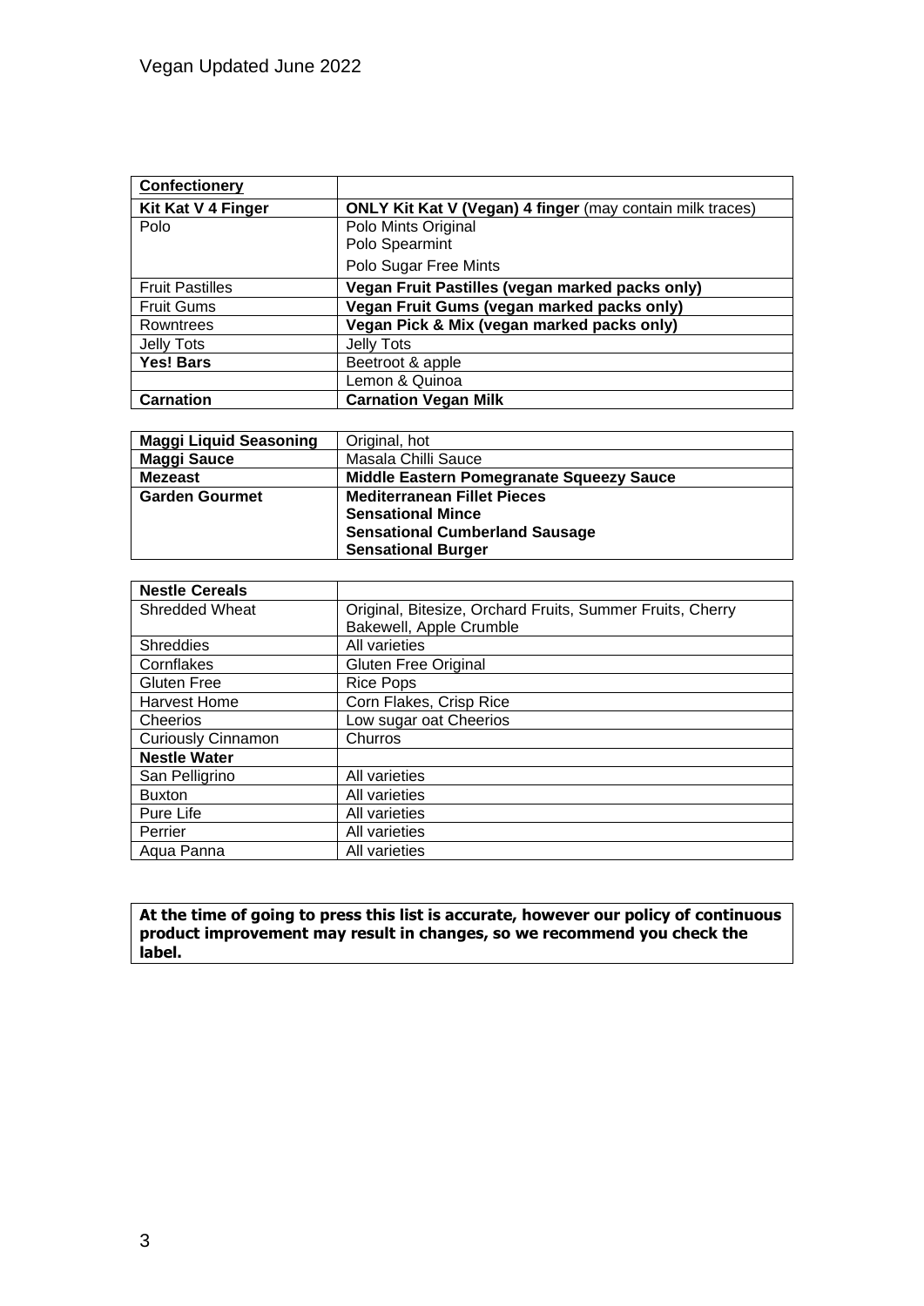| **Confectionery** | |
|---|---|
| **Kit Kat V 4 Finger** | **ONLY Kit Kat V (Vegan) 4 finger** (may contain milk traces) |
| Polo | Polo Mints Original<br>Polo Spearmint<br>Polo Sugar Free Mints |
| Fruit Pastilles | **Vegan Fruit Pastilles (vegan marked packs only)** |
| Fruit Gums | **Vegan Fruit Gums (vegan marked packs only)** |
| Rowntrees | **Vegan Pick & Mix (vegan marked packs only)** |
| Jelly Tots | Jelly Tots |
| **Yes! Bars** | Beetroot & apple |
| | Lemon & Quinoa |
| **Carnation** | **Carnation Vegan Milk** |

| | |
|---|---|
| **Maggi Liquid Seasoning** | Original, hot |
| **Maggi Sauce** | Masala Chilli Sauce |
| **Mezeast** | **Middle Eastern Pomegranate Squeezy Sauce** |
| **Garden Gourmet** | **Mediterranean Fillet Pieces**<br>**Sensational Mince**<br>**Sensational Cumberland Sausage**<br>**Sensational Burger** |

| **Nestle Cereals** | |
|---|---|
| Shredded Wheat | Original, Bitesize, Orchard Fruits, Summer Fruits, Cherry Bakewell, Apple Crumble |
| Shreddies | All varieties |
| Cornflakes | Gluten Free Original |
| Gluten Free | Rice Pops |
| Harvest Home | Corn Flakes, Crisp Rice |
| Cheerios | Low sugar oat Cheerios |
| Curiously Cinnamon | Churros |
| **Nestle Water** | |
| San Pelligrino | All varieties |
| Buxton | All varieties |
| Pure Life | All varieties |
| Perrier | All varieties |
| Aqua Panna | All varieties |

**At the time of going to press this list is accurate, however our policy of continuous product improvement may result in changes, so we recommend you check the label.**